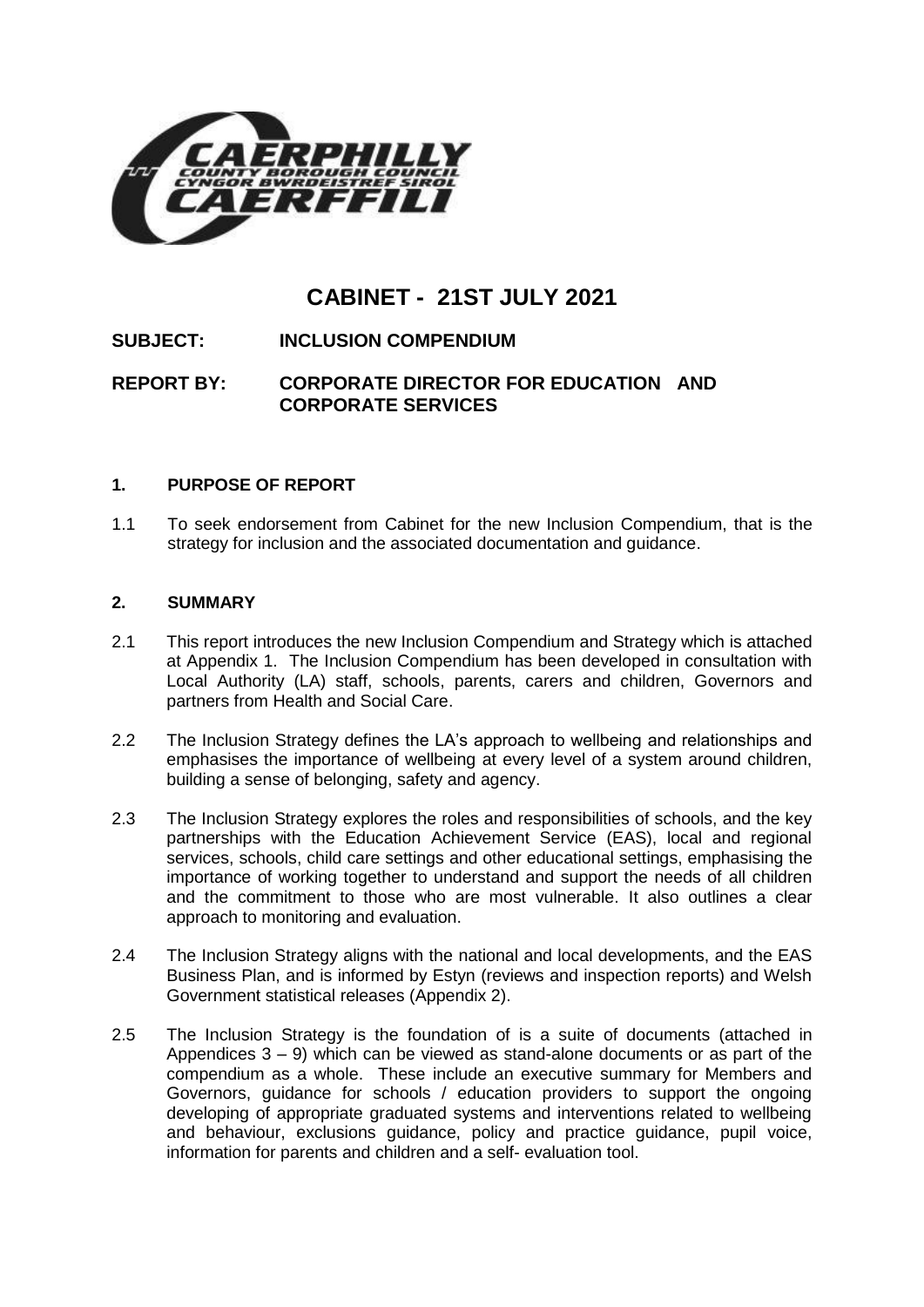# CABINET - 21ST JULY 2021

**SUBJECT: INCLUSION COMPENDIUM**

**REPORT BY: CORPORATE DIRECTOR FOR EDUCATION AND CORPORATE SERVICES**

## 1. PURPOSE OF REPORT

1.1 To seek endorsement from Cabinet for the new Inclusion Compendium, that is the strategy for inclusion and the associated documentation and guidance.

## 2. SUMMARY

2.1 This report introduces the new Inclusion Compendium and Strategy which is attached at Appendix 1. The Inclusion Compendium has been developed in consultation with Local Authority (LA) staff, schools, parents, carers and children, Governors and partners from Health and Social Care.

2.2 The Inclusion Strategy defines the LA's approach to wellbeing and relationships and emphasises the importance of wellbeing at every level of a system around children, building a sense of belonging, safety and agency.

2.3 The Inclusion Strategy explores the roles and responsibilities of schools, and the key partnerships with the Education Achievement Service (EAS), local and regional services, schools, child care settings and other educational settings, emphasising the importance of working together to understand and support the needs of all children and the commitment to those who are most vulnerable. It also outlines a clear approach to monitoring and evaluation.

2.4 The Inclusion Strategy aligns with the national and local developments, and the EAS Business Plan, and is informed by Estyn (reviews and inspection reports) and Welsh Government statistical releases (Appendix 2).

2.5 The Inclusion Strategy is the foundation of is a suite of documents (attached in Appendices 3 – 9) which can be viewed as stand-alone documents or as part of the compendium as a whole. These include an executive summary for Members and Governors, guidance for schools / education providers to support the ongoing developing of appropriate graduated systems and interventions related to wellbeing and behaviour, exclusions guidance, policy and practice guidance, pupil voice, information for parents and children and a self- evaluation tool.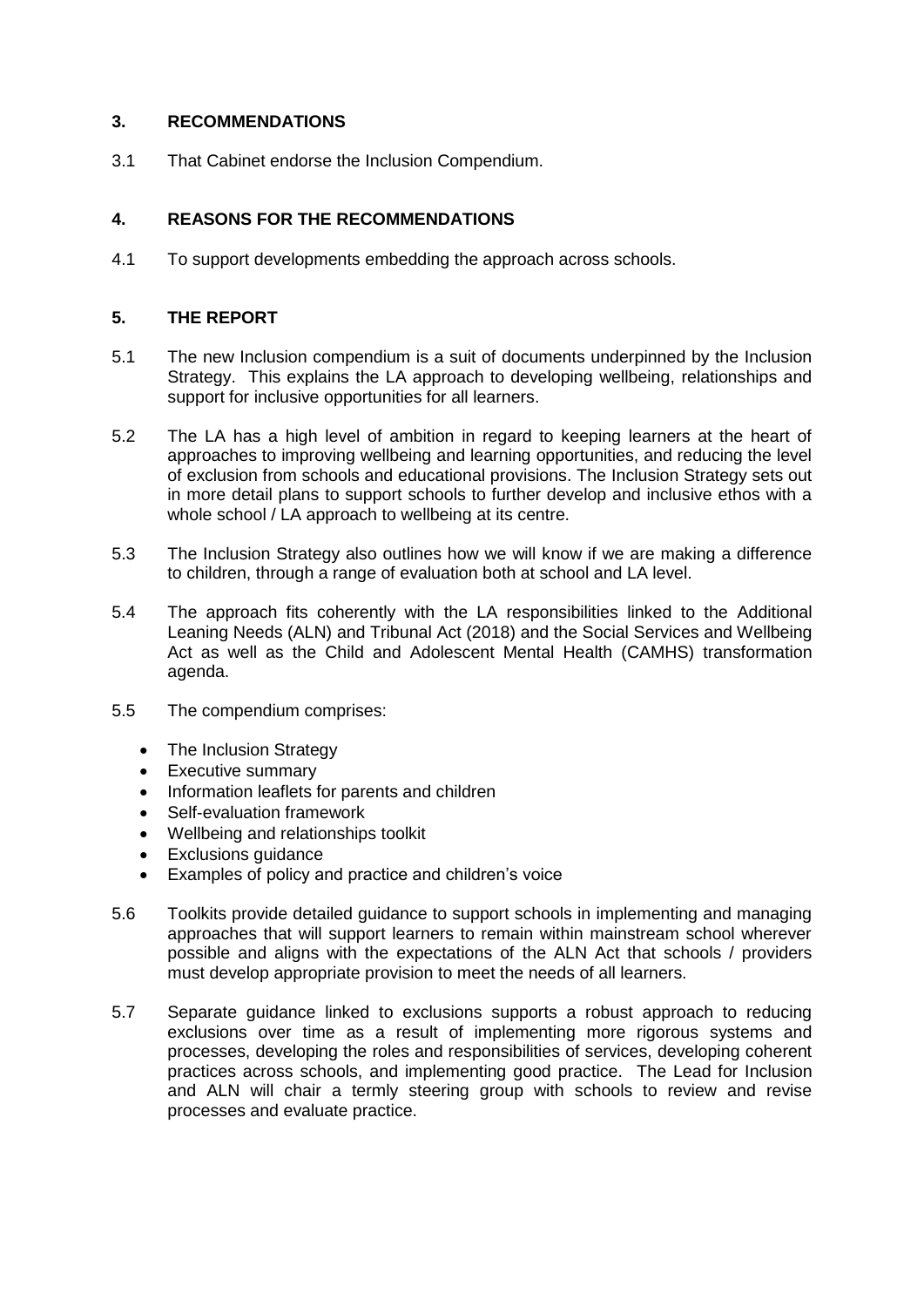## 3. RECOMMENDATIONS

3.1 That Cabinet endorse the Inclusion Compendium.

## 4. REASONS FOR THE RECOMMENDATIONS

4.1 To support developments embedding the approach across schools.

## 5. THE REPORT

5.1 The new Inclusion compendium is a suit of documents underpinned by the Inclusion Strategy. This explains the LA approach to developing wellbeing, relationships and support for inclusive opportunities for all learners.

5.2 The LA has a high level of ambition in regard to keeping learners at the heart of approaches to improving wellbeing and learning opportunities, and reducing the level of exclusion from schools and educational provisions. The Inclusion Strategy sets out in more detail plans to support schools to further develop and inclusive ethos with a whole school / LA approach to wellbeing at its centre.

5.3 The Inclusion Strategy also outlines how we will know if we are making a difference to children, through a range of evaluation both at school and LA level.

5.4 The approach fits coherently with the LA responsibilities linked to the Additional Leaning Needs (ALN) and Tribunal Act (2018) and the Social Services and Wellbeing Act as well as the Child and Adolescent Mental Health (CAMHS) transformation agenda.

5.5 The compendium comprises:

- The Inclusion Strategy
- Executive summary
- Information leaflets for parents and children
- Self-evaluation framework
- Wellbeing and relationships toolkit
- Exclusions guidance
- Examples of policy and practice and children's voice

5.6 Toolkits provide detailed guidance to support schools in implementing and managing approaches that will support learners to remain within mainstream school wherever possible and aligns with the expectations of the ALN Act that schools / providers must develop appropriate provision to meet the needs of all learners.

5.7 Separate guidance linked to exclusions supports a robust approach to reducing exclusions over time as a result of implementing more rigorous systems and processes, developing the roles and responsibilities of services, developing coherent practices across schools, and implementing good practice. The Lead for Inclusion and ALN will chair a termly steering group with schools to review and revise processes and evaluate practice.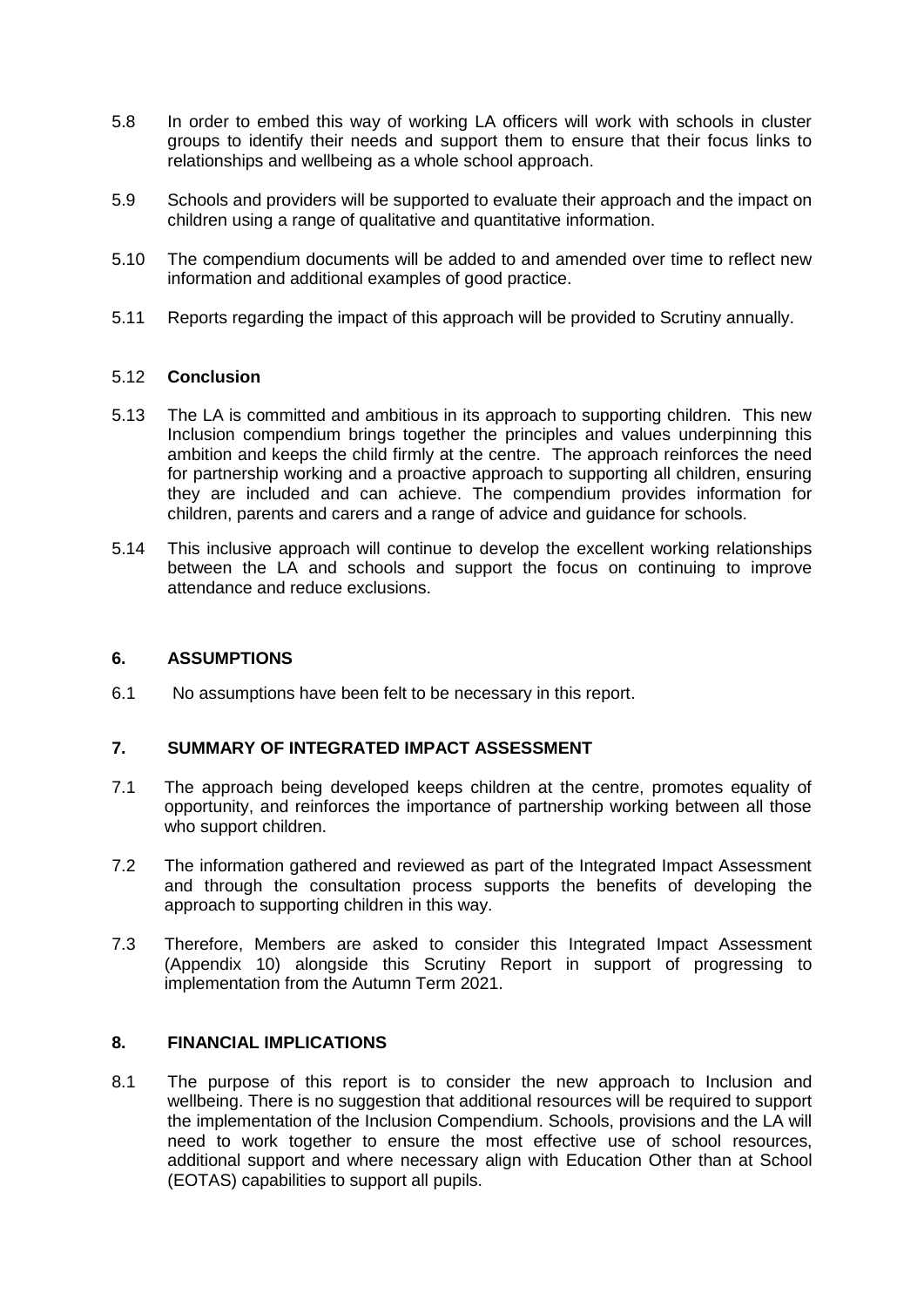5.8 In order to embed this way of working LA officers will work with schools in cluster groups to identify their needs and support them to ensure that their focus links to relationships and wellbeing as a whole school approach.

5.9 Schools and providers will be supported to evaluate their approach and the impact on children using a range of qualitative and quantitative information.

5.10 The compendium documents will be added to and amended over time to reflect new information and additional examples of good practice.

5.11 Reports regarding the impact of this approach will be provided to Scrutiny annually.

5.12 **Conclusion**

5.13 The LA is committed and ambitious in its approach to supporting children. This new Inclusion compendium brings together the principles and values underpinning this ambition and keeps the child firmly at the centre. The approach reinforces the need for partnership working and a proactive approach to supporting all children, ensuring they are included and can achieve. The compendium provides information for children, parents and carers and a range of advice and guidance for schools.

5.14 This inclusive approach will continue to develop the excellent working relationships between the LA and schools and support the focus on continuing to improve attendance and reduce exclusions.

## 6. ASSUMPTIONS

6.1 No assumptions have been felt to be necessary in this report.

## 7. SUMMARY OF INTEGRATED IMPACT ASSESSMENT

7.1 The approach being developed keeps children at the centre, promotes equality of opportunity, and reinforces the importance of partnership working between all those who support children.

7.2 The information gathered and reviewed as part of the Integrated Impact Assessment and through the consultation process supports the benefits of developing the approach to supporting children in this way.

7.3 Therefore, Members are asked to consider this Integrated Impact Assessment (Appendix 10) alongside this Scrutiny Report in support of progressing to implementation from the Autumn Term 2021.

## 8. FINANCIAL IMPLICATIONS

8.1 The purpose of this report is to consider the new approach to Inclusion and wellbeing. There is no suggestion that additional resources will be required to support the implementation of the Inclusion Compendium. Schools, provisions and the LA will need to work together to ensure the most effective use of school resources, additional support and where necessary align with Education Other than at School (EOTAS) capabilities to support all pupils.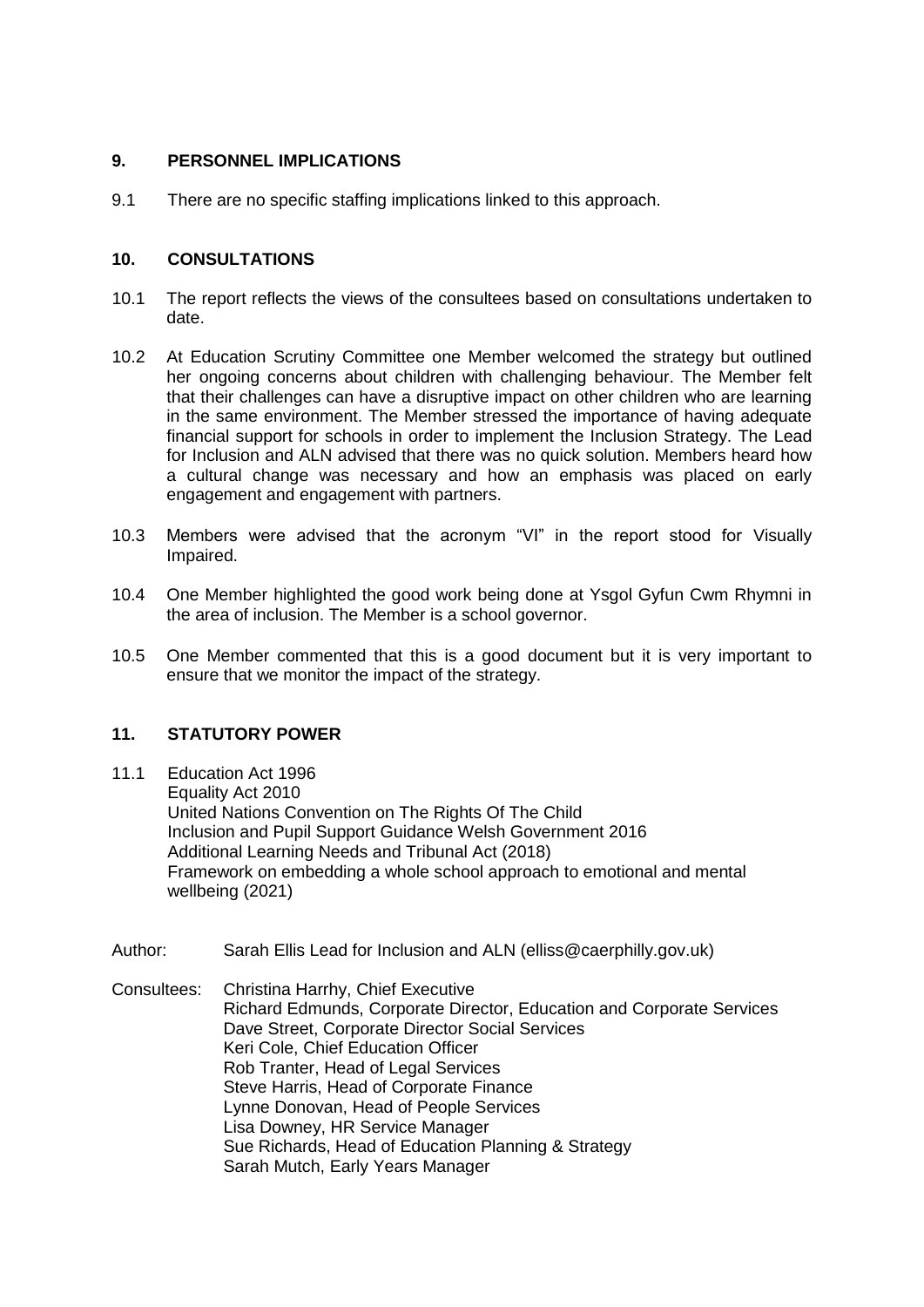## 9. PERSONNEL IMPLICATIONS

9.1 There are no specific staffing implications linked to this approach.

## 10. CONSULTATIONS

10.1 The report reflects the views of the consultees based on consultations undertaken to date.

10.2 At Education Scrutiny Committee one Member welcomed the strategy but outlined her ongoing concerns about children with challenging behaviour. The Member felt that their challenges can have a disruptive impact on other children who are learning in the same environment. The Member stressed the importance of having adequate financial support for schools in order to implement the Inclusion Strategy. The Lead for Inclusion and ALN advised that there was no quick solution. Members heard how a cultural change was necessary and how an emphasis was placed on early engagement and engagement with partners.

10.3 Members were advised that the acronym "VI" in the report stood for Visually Impaired.

10.4 One Member highlighted the good work being done at Ysgol Gyfun Cwm Rhymni in the area of inclusion. The Member is a school governor.

10.5 One Member commented that this is a good document but it is very important to ensure that we monitor the impact of the strategy.

## 11. STATUTORY POWER

11.1 Education Act 1996
Equality Act 2010
United Nations Convention on The Rights Of The Child
Inclusion and Pupil Support Guidance Welsh Government 2016
Additional Learning Needs and Tribunal Act (2018)
Framework on embedding a whole school approach to emotional and mental wellbeing (2021)

Author: Sarah Ellis Lead for Inclusion and ALN (elliss@caerphilly.gov.uk)

Consultees: Christina Harrhy, Chief Executive
Richard Edmunds, Corporate Director, Education and Corporate Services
Dave Street, Corporate Director Social Services
Keri Cole, Chief Education Officer
Rob Tranter, Head of Legal Services
Steve Harris, Head of Corporate Finance
Lynne Donovan, Head of People Services
Lisa Downey, HR Service Manager
Sue Richards, Head of Education Planning & Strategy
Sarah Mutch, Early Years Manager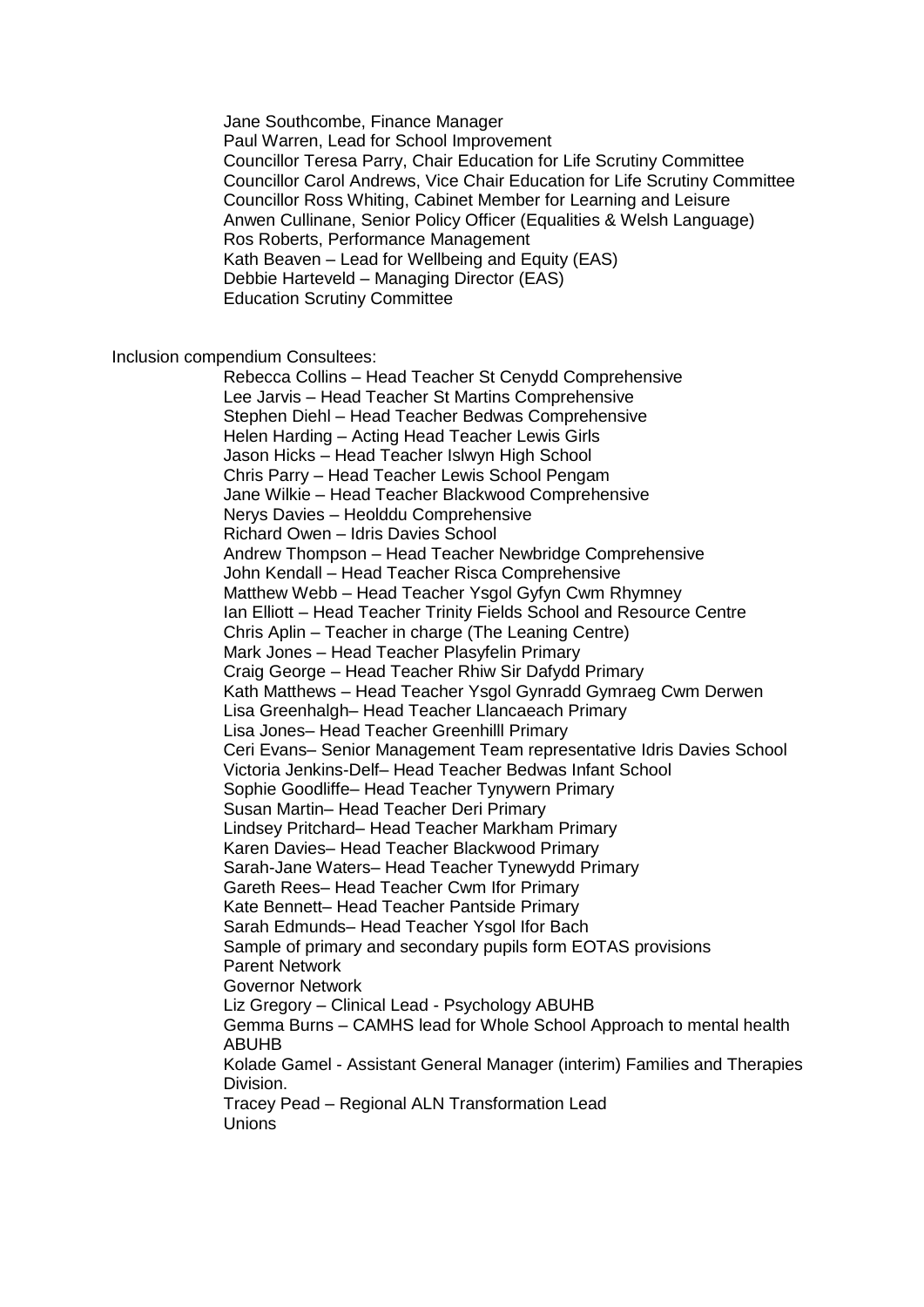Jane Southcombe, Finance Manager
Paul Warren, Lead for School Improvement
Councillor Teresa Parry, Chair Education for Life Scrutiny Committee
Councillor Carol Andrews, Vice Chair Education for Life Scrutiny Committee
Councillor Ross Whiting, Cabinet Member for Learning and Leisure
Anwen Cullinane, Senior Policy Officer (Equalities & Welsh Language)
Ros Roberts, Performance Management
Kath Beaven – Lead for Wellbeing and Equity (EAS)
Debbie Harteveld – Managing Director (EAS)
Education Scrutiny Committee

Inclusion compendium Consultees:

Rebecca Collins – Head Teacher St Cenydd Comprehensive
Lee Jarvis – Head Teacher St Martins Comprehensive
Stephen Diehl – Head Teacher Bedwas Comprehensive
Helen Harding – Acting Head Teacher Lewis Girls
Jason Hicks – Head Teacher Islwyn High School
Chris Parry – Head Teacher Lewis School Pengam
Jane Wilkie – Head Teacher Blackwood Comprehensive
Nerys Davies – Heolddu Comprehensive
Richard Owen – Idris Davies School
Andrew Thompson – Head Teacher Newbridge Comprehensive
John Kendall – Head Teacher Risca Comprehensive
Matthew Webb – Head Teacher Ysgol Gyfyn Cwm Rhymney
Ian Elliott – Head Teacher Trinity Fields School and Resource Centre
Chris Aplin – Teacher in charge (The Leaning Centre)
Mark Jones – Head Teacher Plasyfelin Primary
Craig George – Head Teacher Rhiw Sir Dafydd Primary
Kath Matthews – Head Teacher Ysgol Gynradd Gymraeg Cwm Derwen
Lisa Greenhalgh– Head Teacher Llancaeach Primary
Lisa Jones– Head Teacher Greenhilll Primary
Ceri Evans– Senior Management Team representative Idris Davies School
Victoria Jenkins-Delf– Head Teacher Bedwas Infant School
Sophie Goodliffe– Head Teacher Tynywern Primary
Susan Martin– Head Teacher Deri Primary
Lindsey Pritchard– Head Teacher Markham Primary
Karen Davies– Head Teacher Blackwood Primary
Sarah-Jane Waters– Head Teacher Tynewydd Primary
Gareth Rees– Head Teacher Cwm Ifor Primary
Kate Bennett– Head Teacher Pantside Primary
Sarah Edmunds– Head Teacher Ysgol Ifor Bach
Sample of primary and secondary pupils form EOTAS provisions
Parent Network
Governor Network
Liz Gregory – Clinical Lead - Psychology ABUHB
Gemma Burns – CAMHS lead for Whole School Approach to mental health ABUHB
Kolade Gamel - Assistant General Manager (interim) Families and Therapies Division.
Tracey Pead – Regional ALN Transformation Lead
Unions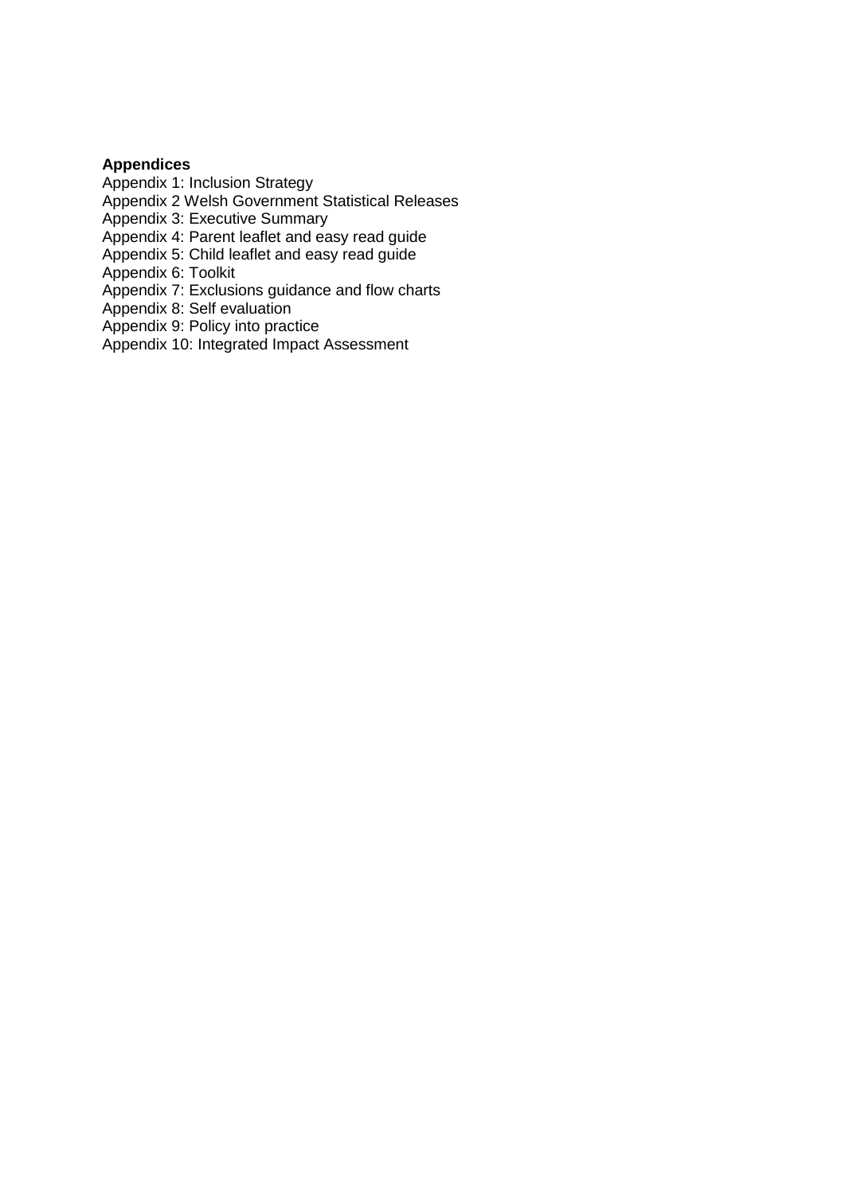**Appendices**

Appendix 1: Inclusion Strategy
Appendix 2 Welsh Government Statistical Releases
Appendix 3: Executive Summary
Appendix 4: Parent leaflet and easy read guide
Appendix 5: Child leaflet and easy read guide
Appendix 6: Toolkit
Appendix 7: Exclusions guidance and flow charts
Appendix 8: Self evaluation
Appendix 9: Policy into practice
Appendix 10: Integrated Impact Assessment